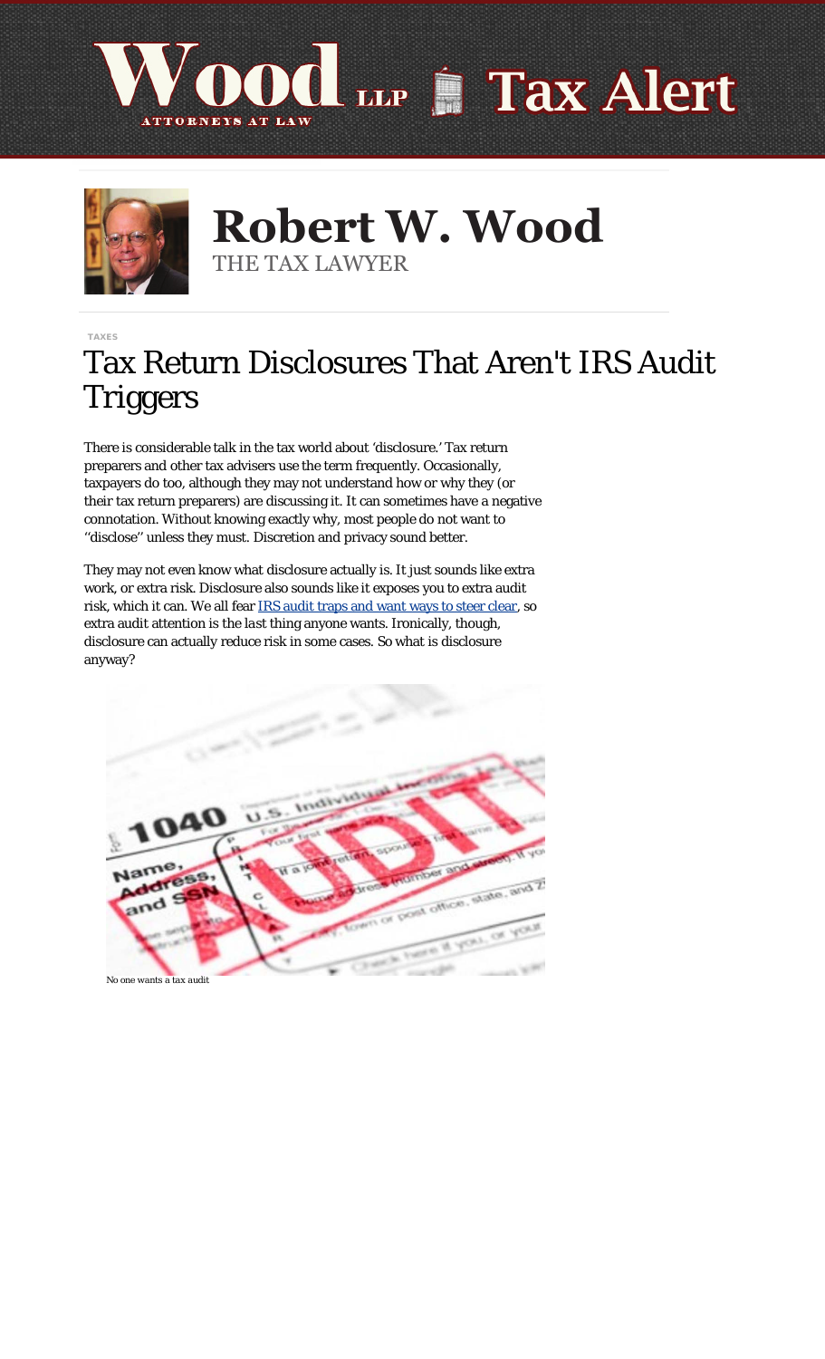# Robert W. Wood

THE TAX LAWYER

TAXES

# Tax Return Disclosures That Aren't IRS Audit Triggers

There is considerable talk in the tax world about 'disclosure.' Tax return preparers and other tax advisers use the term frequently. Occasionally, taxpayers do too, although they may not understand how or why they (or their tax return preparers) are discussing it. It can sometimes have a negative connotation. Without knowing exactly why, most people do not want to ''disclose'' unless they must. Discretion and privacy sound better.

They may not even know what disclosure actually is. It just sounds like extra work, or extra risk. Disclosure also sounds like it exposes you to extra audit risk, which it can. We all fear IRS audit traps and want ways to steer clear, so extra audit attention is the last thing anyone wants. Ironically, though, disclosure can actually reduce risk in some cases. So what is disclosure anyway?

No one wants a tax audit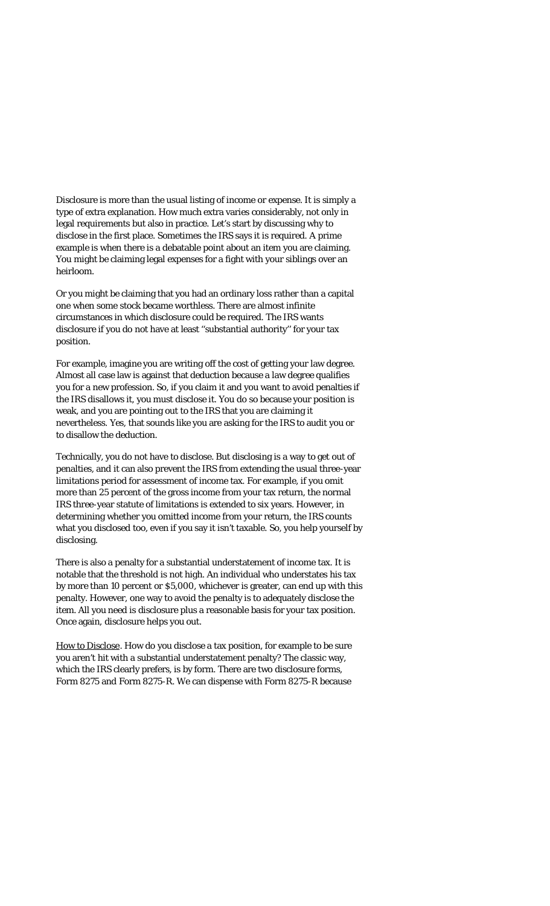Disclosure is more than the usual listing of income or expense. It is simply a type of extra explanation. How much extra varies considerably, not only in legal requirements but also in practice. Let's start by discussing why to disclose in the first place. Sometimes the IRS says it is required. A prime example is when there is a debatable point about an item you are claiming. You might be claiming legal expenses for a fight with your siblings over an heirloom.

Or you might be claiming that you had an ordinary loss rather than a capital one when some stock became worthless. There are almost infinite circumstances in which disclosure could be required. The IRS wants disclosure if you do not have at least ''substantial authority'' for your tax position.

For example, imagine you are writing off the cost of getting your law degree. Almost all case law is against that deduction because a law degree qualifies you for a new profession. So, if you claim it and you want to avoid penalties if the IRS disallows it, you must disclose it. You do so because your position is weak, and you are pointing out to the IRS that you are claiming it nevertheless. Yes, that sounds like you are asking for the IRS to audit you or to disallow the deduction.

Technically, you do not have to disclose. But disclosing is a way to get out of penalties, and it can also prevent the IRS from extending the usual three-year limitations period for assessment of income tax. For example, if you omit more than 25 percent of the gross income from your tax return, the normal IRS three-year statute of limitations is extended to six years. However, in determining whether you omitted income from your return, the IRS counts what you disclosed too, even if you say it isn't taxable. So, you help yourself by disclosing.

There is also a penalty for a substantial understatement of income tax. It is notable that the threshold is not high. An individual who understates his tax by more than 10 percent or $5,000, whichever is greater, can end up with this penalty. However, one way to avoid the penalty is to adequately disclose the item. All you need is disclosure plus a reasonable basis for your tax position. Once again, disclosure helps you out.

<u>How to Disclose</u>. How do you disclose a tax position, for example to be sure you aren't hit with a substantial understatement penalty? The classic way, which the IRS clearly prefers, is by form. There are two disclosure forms, Form 8275 and Form 8275-R. We can dispense with Form 8275-R because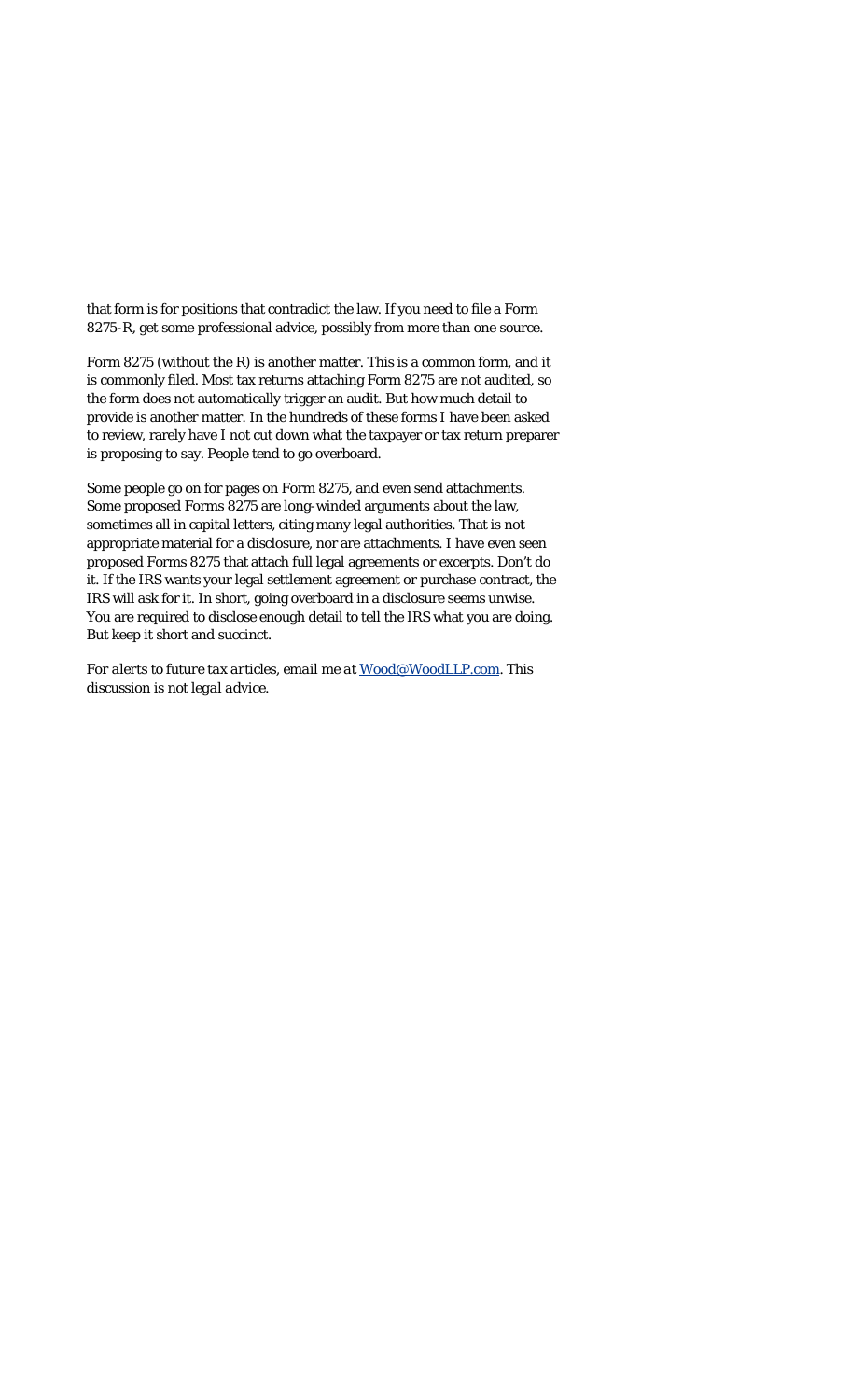that form is for positions that contradict the law. If you need to file a Form 8275-R, get some professional advice, possibly from more than one source.

Form 8275 (without the R) is another matter. This is a common form, and it is commonly filed. Most tax returns attaching Form 8275 are not audited, so the form does not automatically trigger an audit. But how much detail to provide is another matter. In the hundreds of these forms I have been asked to review, rarely have I not cut down what the taxpayer or tax return preparer is proposing to say. People tend to go overboard.

Some people go on for pages on Form 8275, and even send attachments. Some proposed Forms 8275 are long-winded arguments about the law, sometimes all in capital letters, citing many legal authorities. That is not appropriate material for a disclosure, nor are attachments. I have even seen proposed Forms 8275 that attach full legal agreements or excerpts. Don't do it. If the IRS wants your legal settlement agreement or purchase contract, the IRS will ask for it. In short, going overboard in a disclosure seems unwise. You are required to disclose enough detail to tell the IRS what you are doing. But keep it short and succinct.

*For alerts to future tax articles, email me at* [Wood@WoodLLP.com](mailto:Wood@WoodLLP.com). *This discussion is not legal advice.*